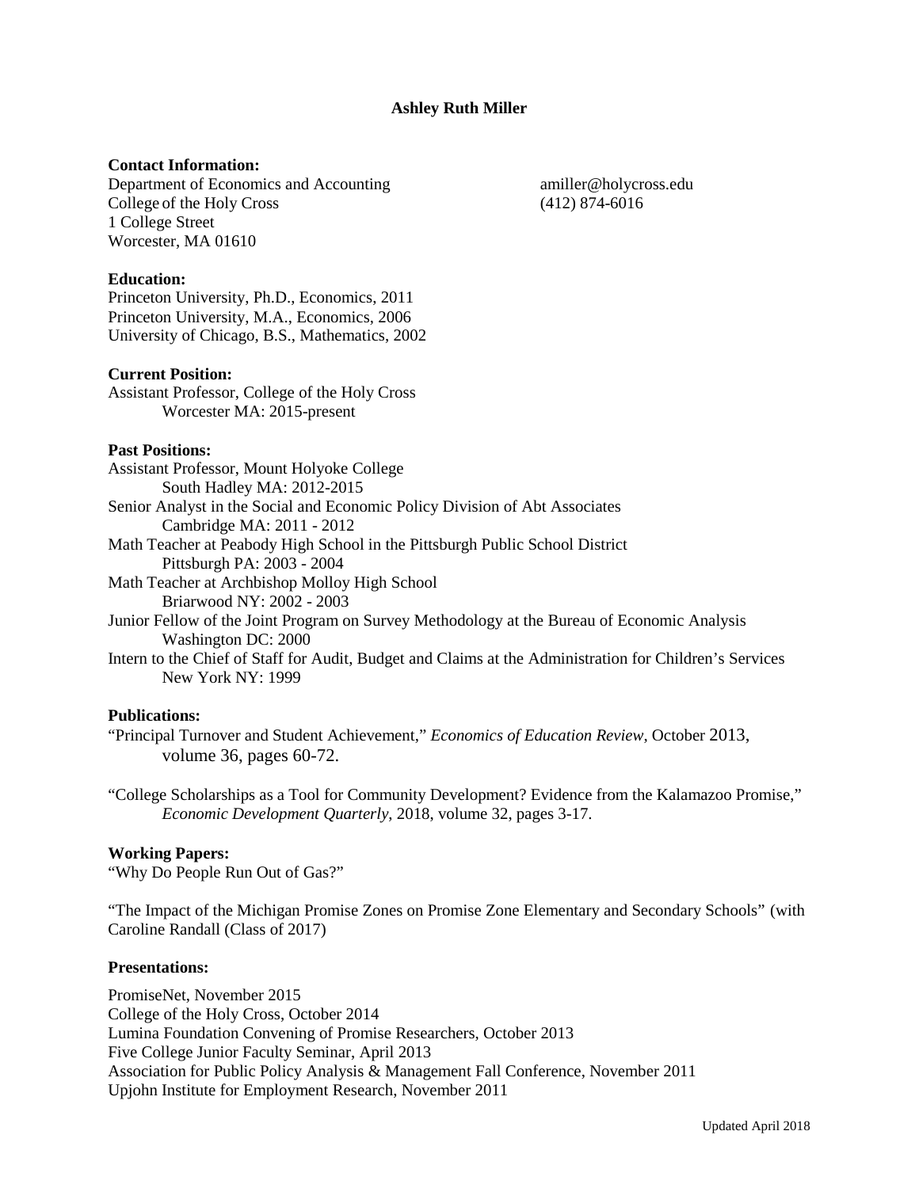# Ashley Ruth Miller

**Contact Information:**

Department of Economics and Accounting
College of the Holy Cross
1 College Street
Worcester, MA 01610

amiller@holycross.edu
(412) 874-6016

**Education:**

Princeton University, Ph.D., Economics, 2011
Princeton University, M.A., Economics, 2006
University of Chicago, B.S., Mathematics, 2002

**Current Position:**

Assistant Professor, College of the Holy Cross
Worcester MA: 2015-present

**Past Positions:**

Assistant Professor, Mount Holyoke College
South Hadley MA: 2012-2015

Senior Analyst in the Social and Economic Policy Division of Abt Associates
Cambridge MA: 2011 - 2012

Math Teacher at Peabody High School in the Pittsburgh Public School District
Pittsburgh PA: 2003 - 2004

Math Teacher at Archbishop Molloy High School
Briarwood NY: 2002 - 2003

Junior Fellow of the Joint Program on Survey Methodology at the Bureau of Economic Analysis
Washington DC: 2000

Intern to the Chief of Staff for Audit, Budget and Claims at the Administration for Children's Services
New York NY: 1999

**Publications:**

"Principal Turnover and Student Achievement," *Economics of Education Review*, October 2013, volume 36, pages 60-72.

"College Scholarships as a Tool for Community Development? Evidence from the Kalamazoo Promise," *Economic Development Quarterly*, 2018, volume 32, pages 3-17.

**Working Papers:**

"Why Do People Run Out of Gas?"

"The Impact of the Michigan Promise Zones on Promise Zone Elementary and Secondary Schools" (with Caroline Randall (Class of 2017)

**Presentations:**

PromiseNet, November 2015
College of the Holy Cross, October 2014
Lumina Foundation Convening of Promise Researchers, October 2013
Five College Junior Faculty Seminar, April 2013
Association for Public Policy Analysis & Management Fall Conference, November 2011
Upjohn Institute for Employment Research, November 2011

Updated April 2018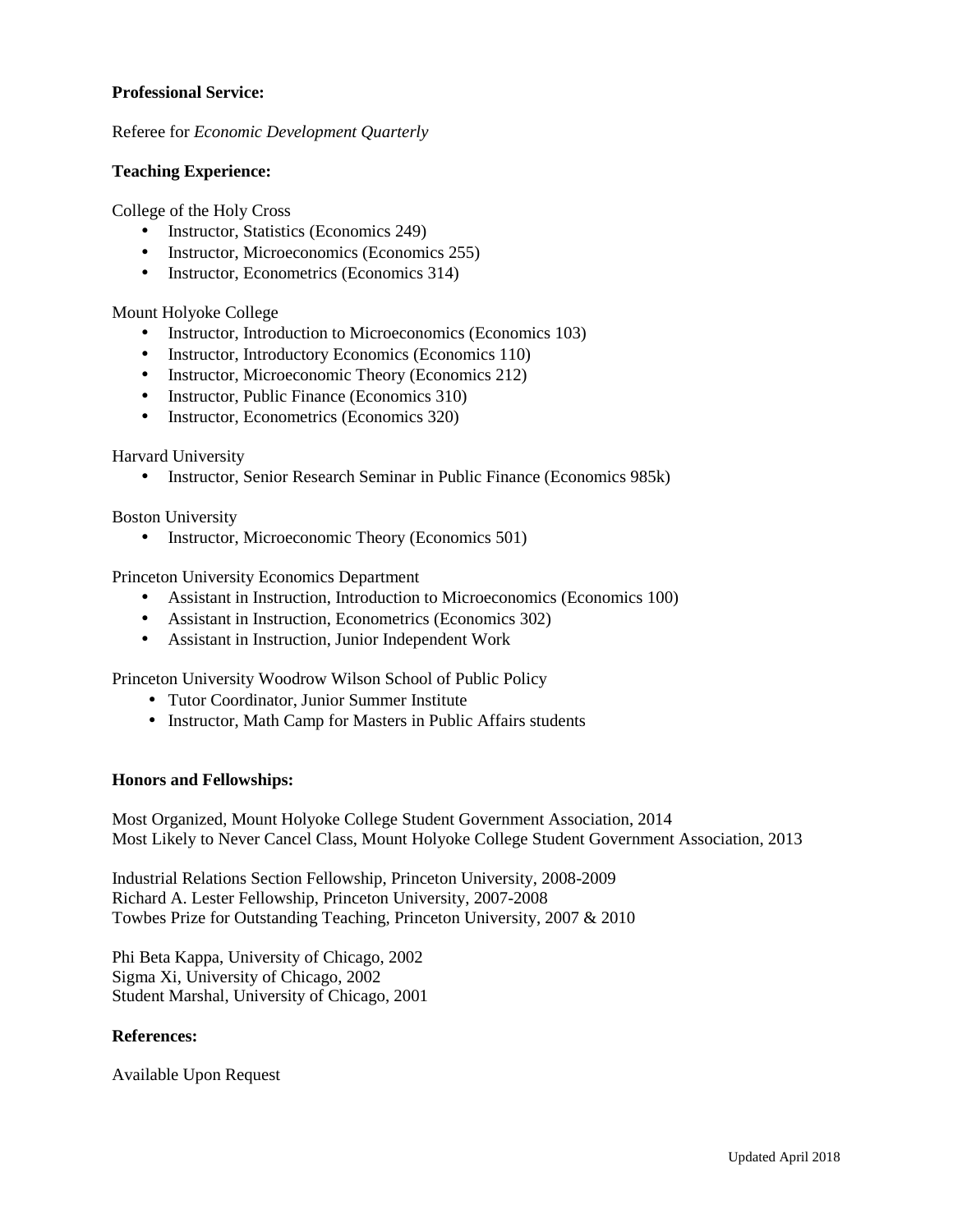**Professional Service:**

Referee for *Economic Development Quarterly*

**Teaching Experience:**

College of the Holy Cross

- Instructor, Statistics (Economics 249)
- Instructor, Microeconomics (Economics 255)
- Instructor, Econometrics (Economics 314)

Mount Holyoke College

- Instructor, Introduction to Microeconomics (Economics 103)
- Instructor, Introductory Economics (Economics 110)
- Instructor, Microeconomic Theory (Economics 212)
- Instructor, Public Finance (Economics 310)
- Instructor, Econometrics (Economics 320)

Harvard University

- Instructor, Senior Research Seminar in Public Finance (Economics 985k)

Boston University

- Instructor, Microeconomic Theory (Economics 501)

Princeton University Economics Department

- Assistant in Instruction, Introduction to Microeconomics (Economics 100)
- Assistant in Instruction, Econometrics (Economics 302)
- Assistant in Instruction, Junior Independent Work

Princeton University Woodrow Wilson School of Public Policy

- Tutor Coordinator, Junior Summer Institute
- Instructor, Math Camp for Masters in Public Affairs students

**Honors and Fellowships:**

Most Organized, Mount Holyoke College Student Government Association, 2014
Most Likely to Never Cancel Class, Mount Holyoke College Student Government Association, 2013

Industrial Relations Section Fellowship, Princeton University, 2008-2009
Richard A. Lester Fellowship, Princeton University, 2007-2008
Towbes Prize for Outstanding Teaching, Princeton University, 2007 & 2010

Phi Beta Kappa, University of Chicago, 2002
Sigma Xi, University of Chicago, 2002
Student Marshal, University of Chicago, 2001

**References:**

Available Upon Request

Updated April 2018